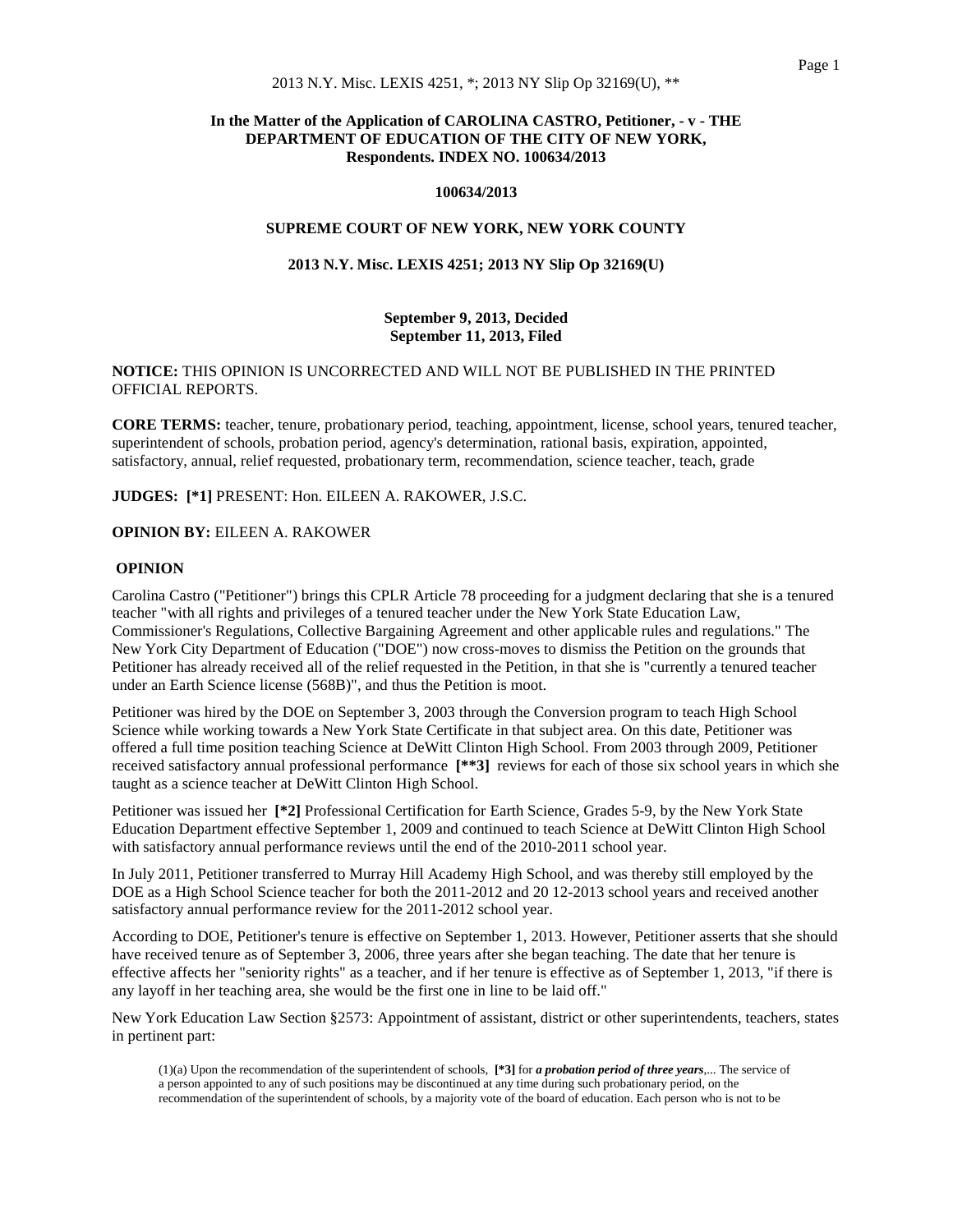2013 N.Y. Misc. LEXIS 4251, *; 2013 NY Slip Op 32169(U), **

**In the Matter of the Application of CAROLINA CASTRO, Petitioner, - v - THE DEPARTMENT OF EDUCATION OF THE CITY OF NEW YORK, Respondents. INDEX NO. 100634/2013**

**100634/2013**

**SUPREME COURT OF NEW YORK, NEW YORK COUNTY**

**2013 N.Y. Misc. LEXIS 4251; 2013 NY Slip Op 32169(U)**

**September 9, 2013, Decided**
**September 11, 2013, Filed**

**NOTICE:** THIS OPINION IS UNCORRECTED AND WILL NOT BE PUBLISHED IN THE PRINTED OFFICIAL REPORTS.

**CORE TERMS:** teacher, tenure, probationary period, teaching, appointment, license, school years, tenured teacher, superintendent of schools, probation period, agency's determination, rational basis, expiration, appointed, satisfactory, annual, relief requested, probationary term, recommendation, science teacher, teach, grade

**JUDGES: [*1]** PRESENT: Hon. EILEEN A. RAKOWER, J.S.C.

**OPINION BY:** EILEEN A. RAKOWER

**OPINION**

Carolina Castro ("Petitioner") brings this CPLR Article 78 proceeding for a judgment declaring that she is a tenured teacher "with all rights and privileges of a tenured teacher under the New York State Education Law, Commissioner's Regulations, Collective Bargaining Agreement and other applicable rules and regulations." The New York City Department of Education ("DOE") now cross-moves to dismiss the Petition on the grounds that Petitioner has already received all of the relief requested in the Petition, in that she is "currently a tenured teacher under an Earth Science license (568B)", and thus the Petition is moot.

Petitioner was hired by the DOE on September 3, 2003 through the Conversion program to teach High School Science while working towards a New York State Certificate in that subject area. On this date, Petitioner was offered a full time position teaching Science at DeWitt Clinton High School. From 2003 through 2009, Petitioner received satisfactory annual professional performance **[**3]** reviews for each of those six school years in which she taught as a science teacher at DeWitt Clinton High School.

Petitioner was issued her **[*2]** Professional Certification for Earth Science, Grades 5-9, by the New York State Education Department effective September 1, 2009 and continued to teach Science at DeWitt Clinton High School with satisfactory annual performance reviews until the end of the 2010-2011 school year.

In July 2011, Petitioner transferred to Murray Hill Academy High School, and was thereby still employed by the DOE as a High School Science teacher for both the 2011-2012 and 20 12-2013 school years and received another satisfactory annual performance review for the 2011-2012 school year.

According to DOE, Petitioner's tenure is effective on September 1, 2013. However, Petitioner asserts that she should have received tenure as of September 3, 2006, three years after she began teaching. The date that her tenure is effective affects her "seniority rights" as a teacher, and if her tenure is effective as of September 1, 2013, "if there is any layoff in her teaching area, she would be the first one in line to be laid off."

New York Education Law Section §2573: Appointment of assistant, district or other superintendents, teachers, states in pertinent part:

> (1)(a) Upon the recommendation of the superintendent of schools, **[*3]** for ***a probation period of three years***,... The service of a person appointed to any of such positions may be discontinued at any time during such probationary period, on the recommendation of the superintendent of schools, by a majority vote of the board of education. Each person who is not to be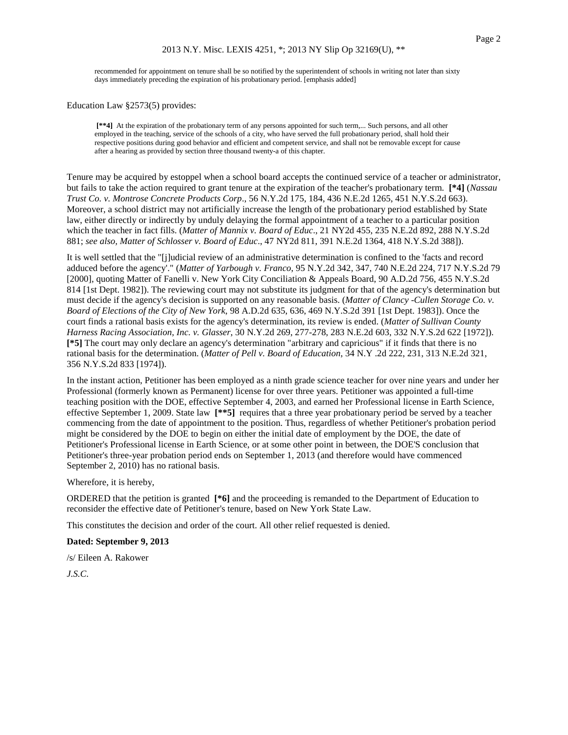> recommended for appointment on tenure shall be so notified by the superintendent of schools in writing not later than sixty days immediately preceding the expiration of his probationary period. [emphasis added]

Education Law §2573(5) provides:

> **[**4]** At the expiration of the probationary term of any persons appointed for such term,... Such persons, and all other employed in the teaching, service of the schools of a city, who have served the full probationary period, shall hold their respective positions during good behavior and efficient and competent service, and shall not be removable except for cause after a hearing as provided by section three thousand twenty-a of this chapter.

Tenure may be acquired by estoppel when a school board accepts the continued service of a teacher or administrator, but fails to take the action required to grant tenure at the expiration of the teacher's probationary term. **[*4]** (*Nassau Trust Co. v. Montrose Concrete Products Corp*., 56 N.Y.2d 175, 184, 436 N.E.2d 1265, 451 N.Y.S.2d 663). Moreover, a school district may not artificially increase the length of the probationary period established by State law, either directly or indirectly by unduly delaying the formal appointment of a teacher to a particular position which the teacher in fact fills. (*Matter of Mannix v. Board of Educ*., 21 NY2d 455, 235 N.E.2d 892, 288 N.Y.S.2d 881; *see also, Matter of Schlosser v. Board of Educ*., 47 NY2d 811, 391 N.E.2d 1364, 418 N.Y.S.2d 388]).

It is well settled that the "[j]udicial review of an administrative determination is confined to the 'facts and record adduced before the agency'." (*Matter of Yarbough v. Franco*, 95 N.Y.2d 342, 347, 740 N.E.2d 224, 717 N.Y.S.2d 79 [2000], quoting Matter of Fanelli v. New York City Conciliation & Appeals Board, 90 A.D.2d 756, 455 N.Y.S.2d 814 [1st Dept. 1982]). The reviewing court may not substitute its judgment for that of the agency's determination but must decide if the agency's decision is supported on any reasonable basis. (*Matter of Clancy -Cullen Storage Co. v. Board of Elections of the City of New York*, 98 A.D.2d 635, 636, 469 N.Y.S.2d 391 [1st Dept. 1983]). Once the court finds a rational basis exists for the agency's determination, its review is ended. (*Matter of Sullivan County Harness Racing Association, Inc. v. Glasser*, 30 N.Y.2d 269, 277-278, 283 N.E.2d 603, 332 N.Y.S.2d 622 [1972]). **[*5]** The court may only declare an agency's determination "arbitrary and capricious" if it finds that there is no rational basis for the determination. (*Matter of Pell v. Board of Education*, 34 N.Y .2d 222, 231, 313 N.E.2d 321, 356 N.Y.S.2d 833 [1974]).

In the instant action, Petitioner has been employed as a ninth grade science teacher for over nine years and under her Professional (formerly known as Permanent) license for over three years. Petitioner was appointed a full-time teaching position with the DOE, effective September 4, 2003, and earned her Professional license in Earth Science, effective September 1, 2009. State law **[**5]** requires that a three year probationary period be served by a teacher commencing from the date of appointment to the position. Thus, regardless of whether Petitioner's probation period might be considered by the DOE to begin on either the initial date of employment by the DOE, the date of Petitioner's Professional license in Earth Science, or at some other point in between, the DOE'S conclusion that Petitioner's three-year probation period ends on September 1, 2013 (and therefore would have commenced September 2, 2010) has no rational basis.

Wherefore, it is hereby,

ORDERED that the petition is granted **[*6]** and the proceeding is remanded to the Department of Education to reconsider the effective date of Petitioner's tenure, based on New York State Law.

This constitutes the decision and order of the court. All other relief requested is denied.

**Dated: September 9, 2013**

/s/ Eileen A. Rakower

*J.S.C.*